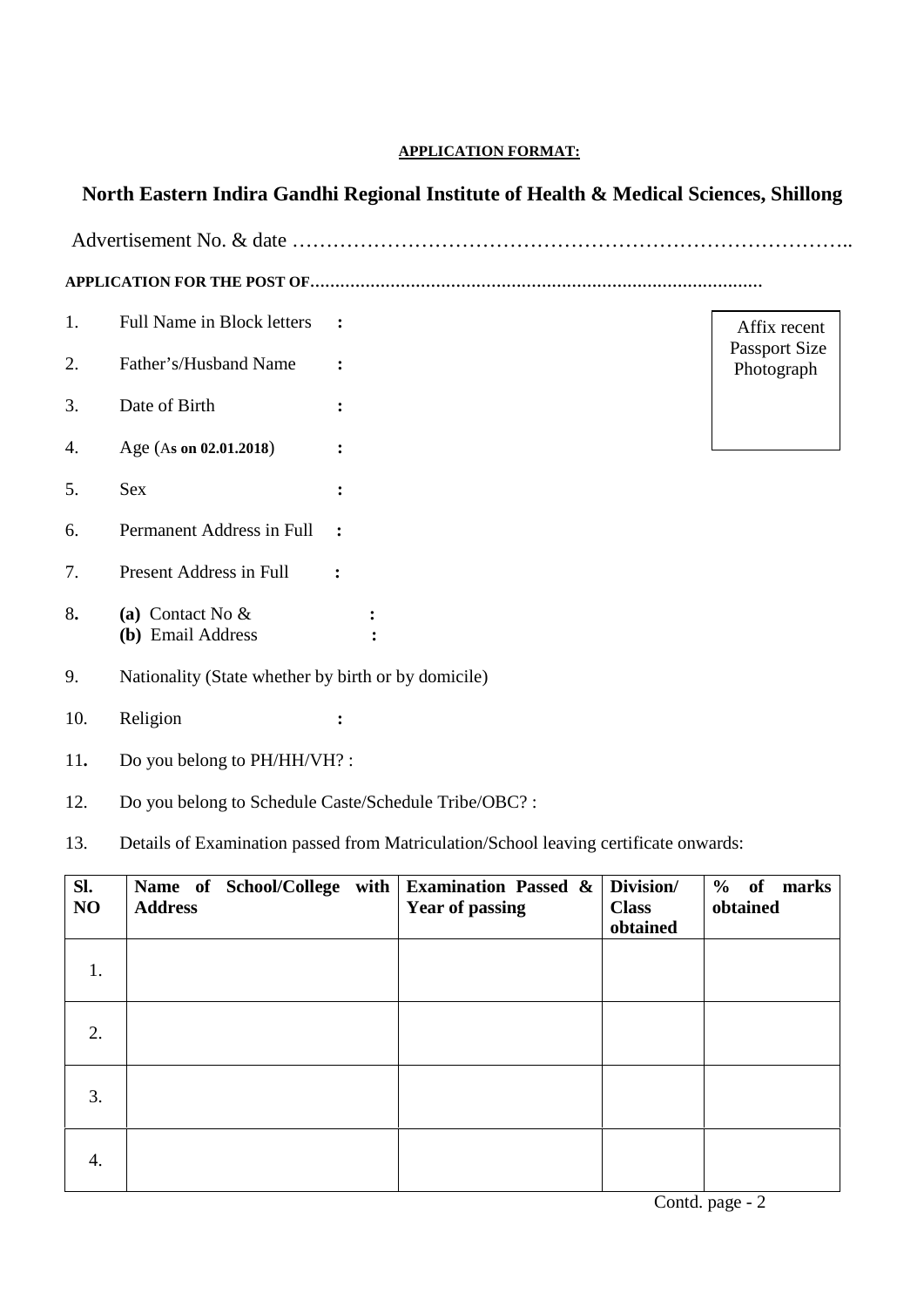**APPLICATION FORMAT:**

## North Eastern Indira Gandhi Regional Institute of Health & Medical Sciences, Shillong

Advertisement No. & date ………………………………………………………………………..

**APPLICATION FOR THE POST OF………………………………………………………………………………**

Affix recent Passport Size Photograph

1. Full Name in Block letters :
2. Father's/Husband Name :
3. Date of Birth :
4. Age (As **on 02.01.2018**) :
5. Sex :
6. Permanent Address in Full :
7. Present Address in Full :
8. **(a)** Contact No & :
   **(b)** Email Address :
9. Nationality (State whether by birth or by domicile)
10. Religion :
11. Do you belong to PH/HH/VH? :
12. Do you belong to Schedule Caste/Schedule Tribe/OBC? :
13. Details of Examination passed from Matriculation/School leaving certificate onwards:

| **Sl. NO** | **Name of School/College with Address** | **Examination Passed & Year of passing** | **Division/ Class obtained** | **% of marks obtained** |
|---|---|---|---|---|
| 1. | | | | |
| 2. | | | | |
| 3. | | | | |
| 4. | | | | |

Contd. page - 2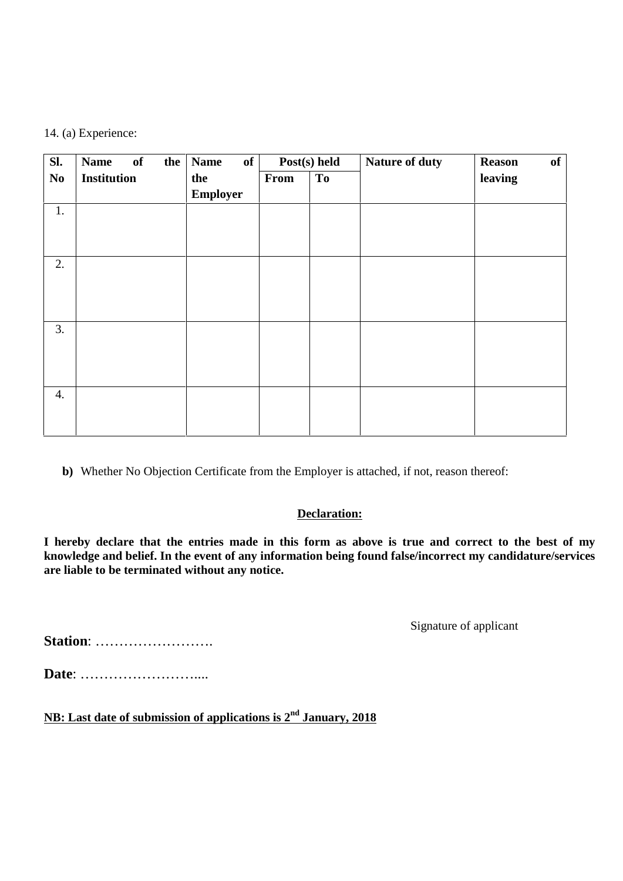14. (a) Experience:

| Sl. No | Name of the Institution | Name of the Employer | Post(s) held | | Nature of duty | Reason of leaving |
|---|---|---|---|---|---|---|
| | | | From | To | | |
| 1. | | | | | | |
| 2. | | | | | | |
| 3. | | | | | | |
| 4. | | | | | | |

**b)** Whether No Objection Certificate from the Employer is attached, if not, reason thereof:

**Declaration:**

**I hereby declare that the entries made in this form as above is true and correct to the best of my knowledge and belief. In the event of any information being found false/incorrect my candidature/services are liable to be terminated without any notice.**

Signature of applicant

**Station**: …………………….

**Date**: ……………………....

**NB: Last date of submission of applications is 2nd January, 2018**